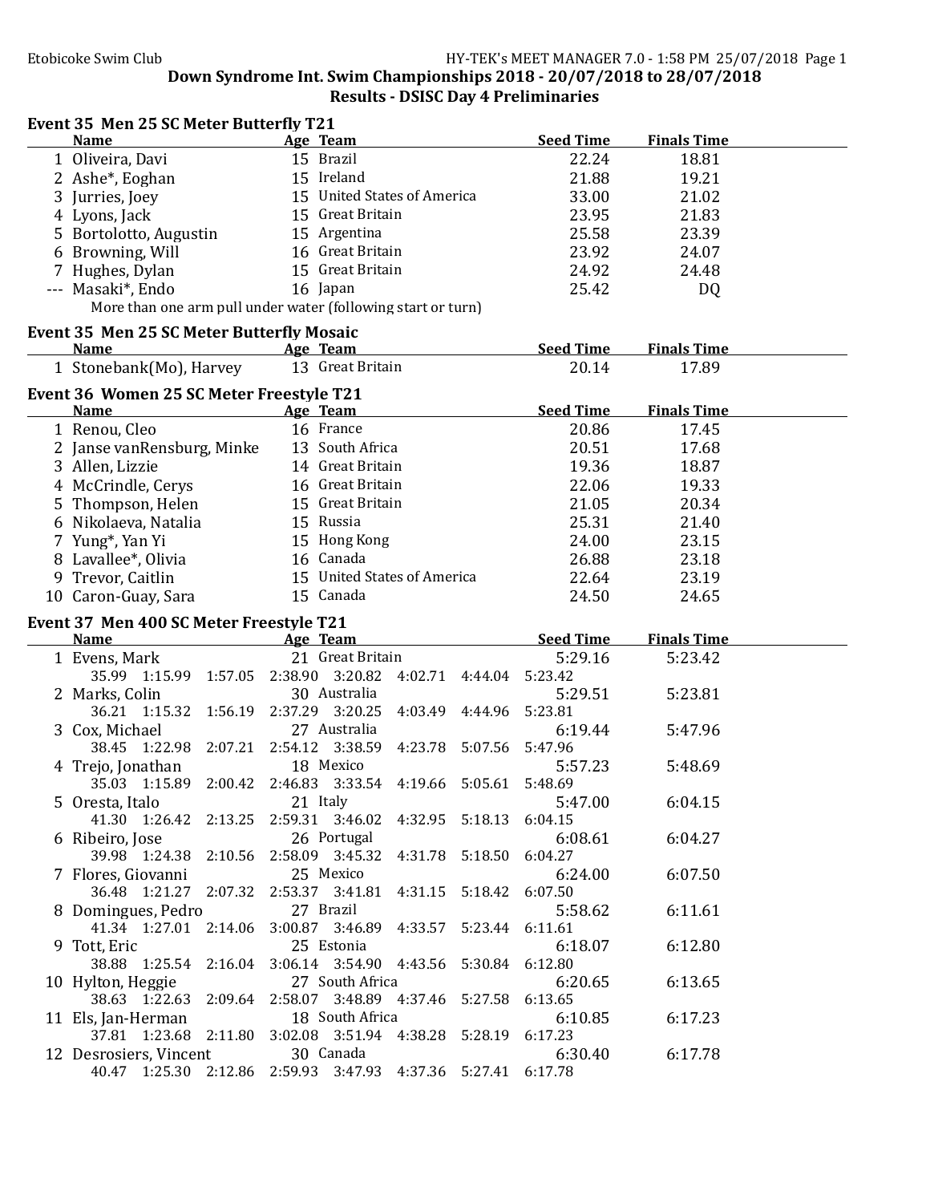Etobicoke Swim Club

## Down Syndrome Int. Swim Championships 2018 - 20/07/2018 to 28/07/2018

## Results - DSISC Day 4 Preliminaries

### Event 35 Men 25 SC Meter Butterfly T21

| | Name | Age | Team | Seed Time | Finals Time |
|---|---|---|---|---|---|
| 1 | Oliveira, Davi | 15 | Brazil | 22.24 | 18.81 |
| 2 | Ashe*, Eoghan | 15 | Ireland | 21.88 | 19.21 |
| 3 | Jurries, Joey | 15 | United States of America | 33.00 | 21.02 |
| 4 | Lyons, Jack | 15 | Great Britain | 23.95 | 21.83 |
| 5 | Bortolotto, Augustin | 15 | Argentina | 25.58 | 23.39 |
| 6 | Browning, Will | 16 | Great Britain | 23.92 | 24.07 |
| 7 | Hughes, Dylan | 15 | Great Britain | 24.92 | 24.48 |
| --- | Masaki*, Endo | 16 | Japan | 25.42 | DQ |

More than one arm pull under water (following start or turn)

### Event 35 Men 25 SC Meter Butterfly Mosaic

| | Name | Age | Team | Seed Time | Finals Time |
|---|---|---|---|---|---|
| 1 | Stonebank(Mo), Harvey | 13 | Great Britain | 20.14 | 17.89 |

### Event 36 Women 25 SC Meter Freestyle T21

| | Name | Age | Team | Seed Time | Finals Time |
|---|---|---|---|---|---|
| 1 | Renou, Cleo | 16 | France | 20.86 | 17.45 |
| 2 | Janse vanRensburg, Minke | 13 | South Africa | 20.51 | 17.68 |
| 3 | Allen, Lizzie | 14 | Great Britain | 19.36 | 18.87 |
| 4 | McCrindle, Cerys | 16 | Great Britain | 22.06 | 19.33 |
| 5 | Thompson, Helen | 15 | Great Britain | 21.05 | 20.34 |
| 6 | Nikolaeva, Natalia | 15 | Russia | 25.31 | 21.40 |
| 7 | Yung*, Yan Yi | 15 | Hong Kong | 24.00 | 23.15 |
| 8 | Lavallee*, Olivia | 16 | Canada | 26.88 | 23.18 |
| 9 | Trevor, Caitlin | 15 | United States of America | 22.64 | 23.19 |
| 10 | Caron-Guay, Sara | 15 | Canada | 24.50 | 24.65 |

### Event 37 Men 400 SC Meter Freestyle T21

| | Name | Age | Team | Seed Time | Finals Time |
|---|---|---|---|---|---|
| 1 | Evens, Mark | 21 | Great Britain | 5:29.16 | 5:23.42 |
| | 35.99 1:15.99 1:57.05 2:38.90 3:20.82 4:02.71 4:44.04 5:23.42 | | | | |
| 2 | Marks, Colin | 30 | Australia | 5:29.51 | 5:23.81 |
| | 36.21 1:15.32 1:56.19 2:37.29 3:20.25 4:03.49 4:44.96 5:23.81 | | | | |
| 3 | Cox, Michael | 27 | Australia | 6:19.44 | 5:47.96 |
| | 38.45 1:22.98 2:07.21 2:54.12 3:38.59 4:23.78 5:07.56 5:47.96 | | | | |
| 4 | Trejo, Jonathan | 18 | Mexico | 5:57.23 | 5:48.69 |
| | 35.03 1:15.89 2:00.42 2:46.83 3:33.54 4:19.66 5:05.61 5:48.69 | | | | |
| 5 | Oresta, Italo | 21 | Italy | 5:47.00 | 6:04.15 |
| | 41.30 1:26.42 2:13.25 2:59.31 3:46.02 4:32.95 5:18.13 6:04.15 | | | | |
| 6 | Ribeiro, Jose | 26 | Portugal | 6:08.61 | 6:04.27 |
| | 39.98 1:24.38 2:10.56 2:58.09 3:45.32 4:31.78 5:18.50 6:04.27 | | | | |
| 7 | Flores, Giovanni | 25 | Mexico | 6:24.00 | 6:07.50 |
| | 36.48 1:21.27 2:07.32 2:53.37 3:41.81 4:31.15 5:18.42 6:07.50 | | | | |
| 8 | Domingues, Pedro | 27 | Brazil | 5:58.62 | 6:11.61 |
| | 41.34 1:27.01 2:14.06 3:00.87 3:46.89 4:33.57 5:23.44 6:11.61 | | | | |
| 9 | Tott, Eric | 25 | Estonia | 6:18.07 | 6:12.80 |
| | 38.88 1:25.54 2:16.04 3:06.14 3:54.90 4:43.56 5:30.84 6:12.80 | | | | |
| 10 | Hylton, Heggie | 27 | South Africa | 6:20.65 | 6:13.65 |
| | 38.63 1:22.63 2:09.64 2:58.07 3:48.89 4:37.46 5:27.58 6:13.65 | | | | |
| 11 | Els, Jan-Herman | 18 | South Africa | 6:10.85 | 6:17.23 |
| | 37.81 1:23.68 2:11.80 3:02.08 3:51.94 4:38.28 5:28.19 6:17.23 | | | | |
| 12 | Desrosiers, Vincent | 30 | Canada | 6:30.40 | 6:17.78 |
| | 40.47 1:25.30 2:12.86 2:59.93 3:47.93 4:37.36 5:27.41 6:17.78 | | | | |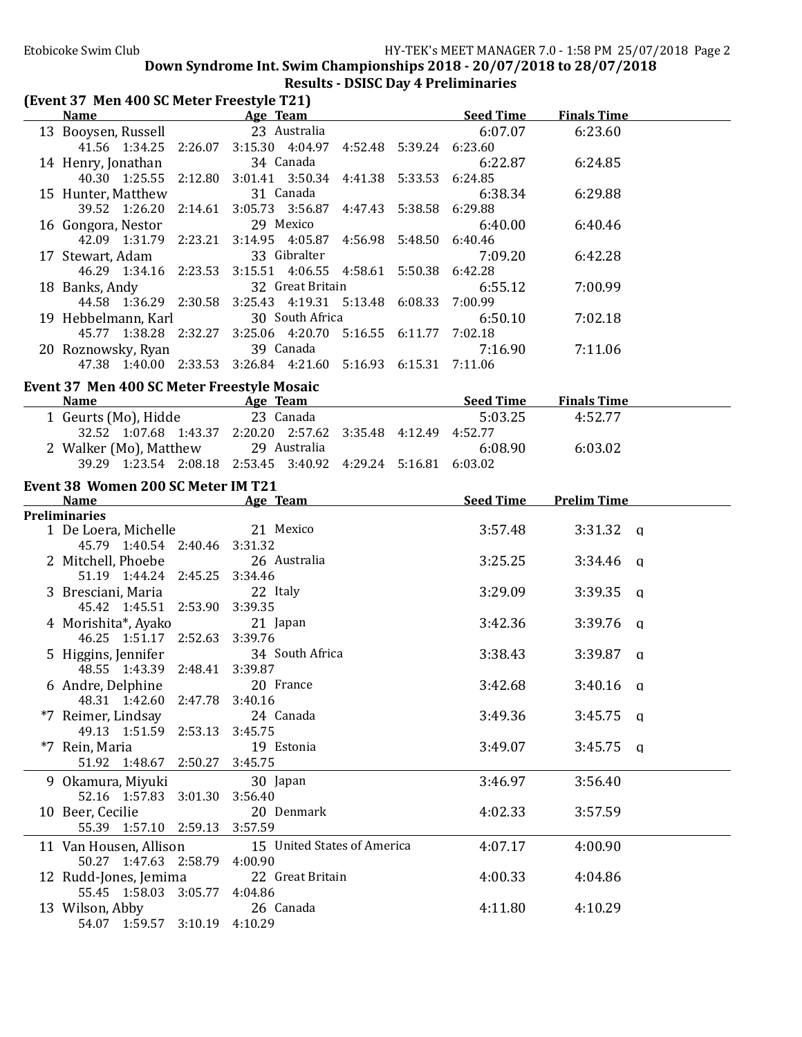Down Syndrome Int. Swim Championships 2018 - 20/07/2018 to 28/07/2018

Results - DSISC Day 4 Preliminaries

## (Event 37 Men 400 SC Meter Freestyle T21)

| | Name | Age | Team | Seed Time | Finals Time |
|---|---|---|---|---|---|
| 13 | Booysen, Russell | 23 | Australia | 6:07.07 | 6:23.60 |
| | 41.56 1:34.25 2:26.07 3:15.30 4:04.97 4:52.48 5:39.24 6:23.60 | | | | |
| 14 | Henry, Jonathan | 34 | Canada | 6:22.87 | 6:24.85 |
| | 40.30 1:25.55 2:12.80 3:01.41 3:50.34 4:41.38 5:33.53 6:24.85 | | | | |
| 15 | Hunter, Matthew | 31 | Canada | 6:38.34 | 6:29.88 |
| | 39.52 1:26.20 2:14.61 3:05.73 3:56.87 4:47.43 5:38.58 6:29.88 | | | | |
| 16 | Gongora, Nestor | 29 | Mexico | 6:40.00 | 6:40.46 |
| | 42.09 1:31.79 2:23.21 3:14.95 4:05.87 4:56.98 5:48.50 6:40.46 | | | | |
| 17 | Stewart, Adam | 33 | Gibralter | 7:09.20 | 6:42.28 |
| | 46.29 1:34.16 2:23.53 3:15.51 4:06.55 4:58.61 5:50.38 6:42.28 | | | | |
| 18 | Banks, Andy | 32 | Great Britain | 6:55.12 | 7:00.99 |
| | 44.58 1:36.29 2:30.58 3:25.43 4:19.31 5:13.48 6:08.33 7:00.99 | | | | |
| 19 | Hebbelmann, Karl | 30 | South Africa | 6:50.10 | 7:02.18 |
| | 45.77 1:38.28 2:32.27 3:25.06 4:20.70 5:16.55 6:11.77 7:02.18 | | | | |
| 20 | Roznowsky, Ryan | 39 | Canada | 7:16.90 | 7:11.06 |
| | 47.38 1:40.00 2:33.53 3:26.84 4:21.60 5:16.93 6:15.31 7:11.06 | | | | |

## Event 37 Men 400 SC Meter Freestyle Mosaic

| | Name | Age | Team | Seed Time | Finals Time |
|---|---|---|---|---|---|
| 1 | Geurts (Mo), Hidde | 23 | Canada | 5:03.25 | 4:52.77 |
| | 32.52 1:07.68 1:43.37 2:20.20 2:57.62 3:35.48 4:12.49 4:52.77 | | | | |
| 2 | Walker (Mo), Matthew | 29 | Australia | 6:08.90 | 6:03.02 |
| | 39.29 1:23.54 2:08.18 2:53.45 3:40.92 4:29.24 5:16.81 6:03.02 | | | | |

## Event 38 Women 200 SC Meter IM T21

**Preliminaries**

| | Name | Age | Team | Seed Time | Prelim Time | |
|---|---|---|---|---|---|---|
| 1 | De Loera, Michelle | 21 | Mexico | 3:57.48 | 3:31.32 | q |
| | 45.79 1:40.54 2:40.46 3:31.32 | | | | | |
| 2 | Mitchell, Phoebe | 26 | Australia | 3:25.25 | 3:34.46 | q |
| | 51.19 1:44.24 2:45.25 3:34.46 | | | | | |
| 3 | Bresciani, Maria | 22 | Italy | 3:29.09 | 3:39.35 | q |
| | 45.42 1:45.51 2:53.90 3:39.35 | | | | | |
| 4 | Morishita*, Ayako | 21 | Japan | 3:42.36 | 3:39.76 | q |
| | 46.25 1:51.17 2:52.63 3:39.76 | | | | | |
| 5 | Higgins, Jennifer | 34 | South Africa | 3:38.43 | 3:39.87 | q |
| | 48.55 1:43.39 2:48.41 3:39.87 | | | | | |
| 6 | Andre, Delphine | 20 | France | 3:42.68 | 3:40.16 | q |
| | 48.31 1:42.60 2:47.78 3:40.16 | | | | | |
| *7 | Reimer, Lindsay | 24 | Canada | 3:49.36 | 3:45.75 | q |
| | 49.13 1:51.59 2:53.13 3:45.75 | | | | | |
| *7 | Rein, Maria | 19 | Estonia | 3:49.07 | 3:45.75 | q |
| | 51.92 1:48.67 2:50.27 3:45.75 | | | | | |
| 9 | Okamura, Miyuki | 30 | Japan | 3:46.97 | 3:56.40 | |
| | 52.16 1:57.83 3:01.30 3:56.40 | | | | | |
| 10 | Beer, Cecilie | 20 | Denmark | 4:02.33 | 3:57.59 | |
| | 55.39 1:57.10 2:59.13 3:57.59 | | | | | |
| 11 | Van Housen, Allison | 15 | United States of America | 4:07.17 | 4:00.90 | |
| | 50.27 1:47.63 2:58.79 4:00.90 | | | | | |
| 12 | Rudd-Jones, Jemima | 22 | Great Britain | 4:00.33 | 4:04.86 | |
| | 55.45 1:58.03 3:05.77 4:04.86 | | | | | |
| 13 | Wilson, Abby | 26 | Canada | 4:11.80 | 4:10.29 | |
| | 54.07 1:59.57 3:10.19 4:10.29 | | | | | |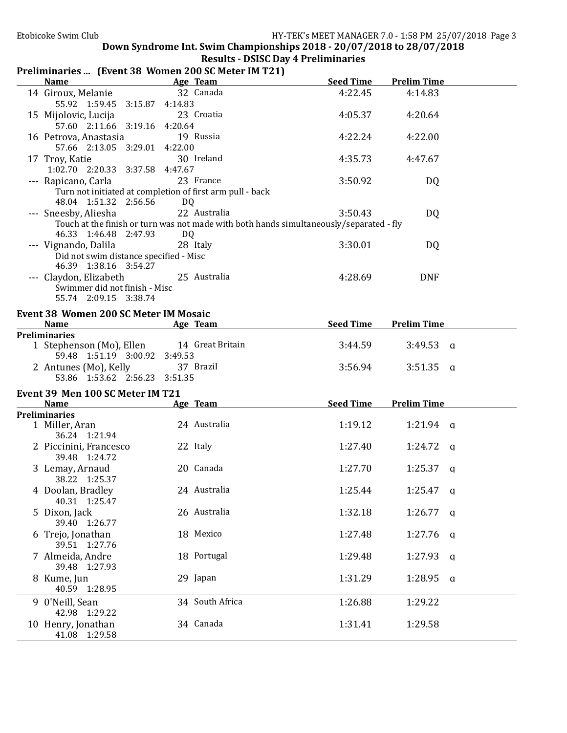## Down Syndrome Int. Swim Championships 2018 - 20/07/2018 to 28/07/2018

### Results - DSISC Day 4 Preliminaries

### Preliminaries ... (Event 38 Women 200 SC Meter IM T21)

| | Name | Age | Team | Seed Time | Prelim Time | |
|---|---|---|---|---|---|---|
| 14 | Giroux, Melanie | 32 | Canada | 4:22.45 | 4:14.83 | |
| | 55.92 1:59.45 3:15.87 4:14.83 | | | | | |
| 15 | Mijolovic, Lucija | 23 | Croatia | 4:05.37 | 4:20.64 | |
| | 57.60 2:11.66 3:19.16 4:20.64 | | | | | |
| 16 | Petrova, Anastasia | 19 | Russia | 4:22.24 | 4:22.00 | |
| | 57.66 2:13.05 3:29.01 4:22.00 | | | | | |
| 17 | Troy, Katie | 30 | Ireland | 4:35.73 | 4:47.67 | |
| | 1:02.70 2:20.33 3:37.58 4:47.67 | | | | | |
| --- | Rapicano, Carla | 23 | France | 3:50.92 | DQ | |
| | Turn not initiated at completion of first arm pull - back | | | | | |
| | 48.04 1:51.32 2:56.56 DQ | | | | | |
| --- | Sneesby, Aliesha | 22 | Australia | 3:50.43 | DQ | |
| | Touch at the finish or turn was not made with both hands simultaneously/separated - fly | | | | | |
| | 46.33 1:46.48 2:47.93 DQ | | | | | |
| --- | Vignando, Dalila | 28 | Italy | 3:30.01 | DQ | |
| | Did not swim distance specified - Misc | | | | | |
| | 46.39 1:38.16 3:54.27 | | | | | |
| --- | Claydon, Elizabeth | 25 | Australia | 4:28.69 | DNF | |
| | Swimmer did not finish - Misc | | | | | |
| | 55.74 2:09.15 3:38.74 | | | | | |

### Event 38 Women 200 SC Meter IM Mosaic

| | Name | Age | Team | Seed Time | Prelim Time | |
|---|---|---|---|---|---|---|
| **Preliminaries** | | | | | | |
| 1 | Stephenson (Mo), Ellen | 14 | Great Britain | 3:44.59 | 3:49.53 | q |
| | 59.48 1:51.19 3:00.92 3:49.53 | | | | | |
| 2 | Antunes (Mo), Kelly | 37 | Brazil | 3:56.94 | 3:51.35 | q |
| | 53.86 1:53.62 2:56.23 3:51.35 | | | | | |

### Event 39 Men 100 SC Meter IM T21

| | Name | Age | Team | Seed Time | Prelim Time | |
|---|---|---|---|---|---|---|
| **Preliminaries** | | | | | | |
| 1 | Miller, Aran | 24 | Australia | 1:19.12 | 1:21.94 | q |
| | 36.24 1:21.94 | | | | | |
| 2 | Piccinini, Francesco | 22 | Italy | 1:27.40 | 1:24.72 | q |
| | 39.48 1:24.72 | | | | | |
| 3 | Lemay, Arnaud | 20 | Canada | 1:27.70 | 1:25.37 | q |
| | 38.22 1:25.37 | | | | | |
| 4 | Doolan, Bradley | 24 | Australia | 1:25.44 | 1:25.47 | q |
| | 40.31 1:25.47 | | | | | |
| 5 | Dixon, Jack | 26 | Australia | 1:32.18 | 1:26.77 | q |
| | 39.40 1:26.77 | | | | | |
| 6 | Trejo, Jonathan | 18 | Mexico | 1:27.48 | 1:27.76 | q |
| | 39.51 1:27.76 | | | | | |
| 7 | Almeida, Andre | 18 | Portugal | 1:29.48 | 1:27.93 | q |
| | 39.48 1:27.93 | | | | | |
| 8 | Kume, Jun | 29 | Japan | 1:31.29 | 1:28.95 | q |
| | 40.59 1:28.95 | | | | | |
| 9 | O'Neill, Sean | 34 | South Africa | 1:26.88 | 1:29.22 | |
| | 42.98 1:29.22 | | | | | |
| 10 | Henry, Jonathan | 34 | Canada | 1:31.41 | 1:29.58 | |
| | 41.08 1:29.58 | | | | | |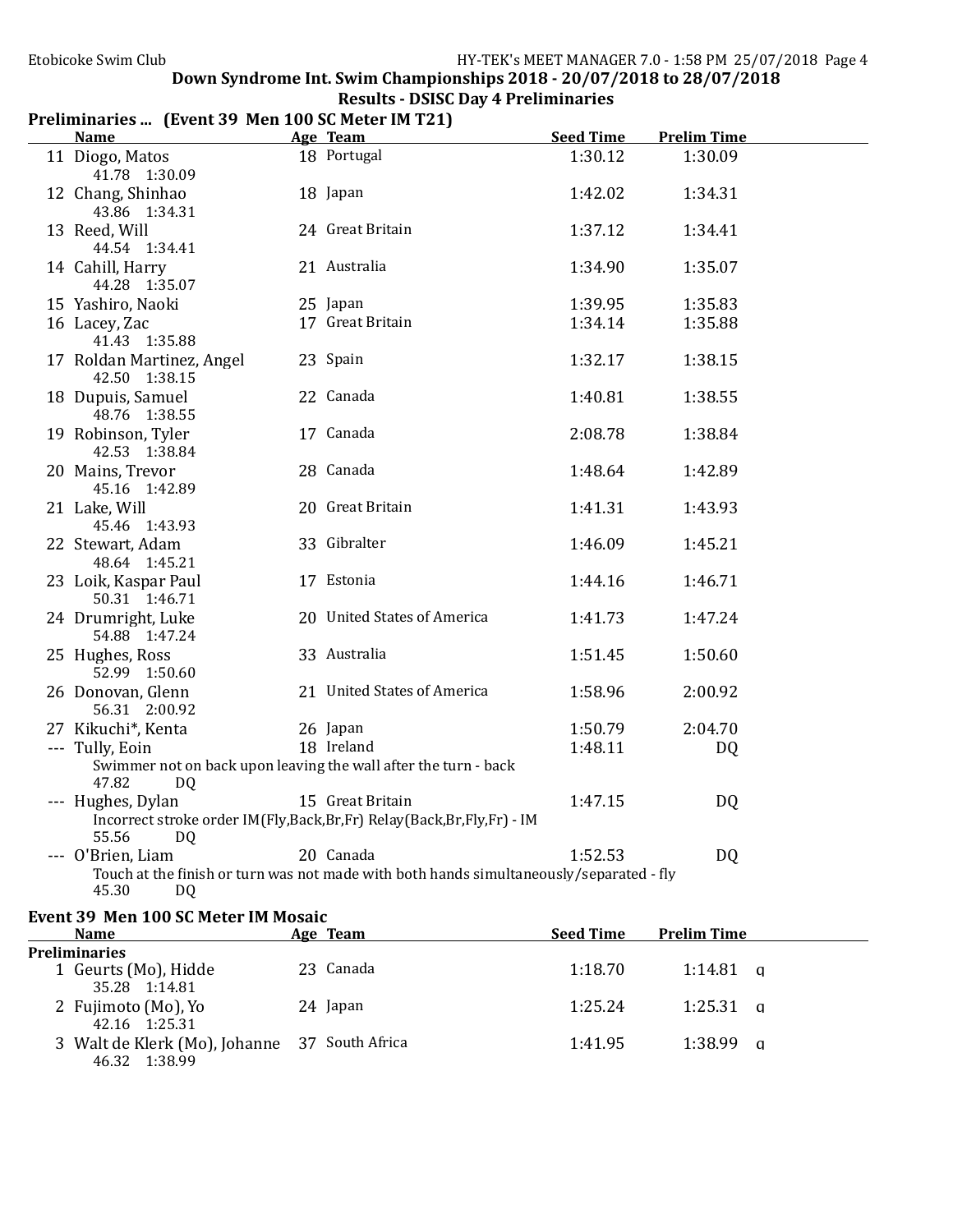## Down Syndrome Int. Swim Championships 2018 - 20/07/2018 to 28/07/2018

### Results - DSISC Day 4 Preliminaries

### Preliminaries ... (Event 39 Men 100 SC Meter IM T21)

| | Name | Age | Team | Seed Time | Prelim Time | |
|---|---|---|---|---|---|---|
| 11 | Diogo, Matos | 18 | Portugal | 1:30.12 | 1:30.09 | |
| | 41.78 1:30.09 | | | | | |
| 12 | Chang, Shinhao | 18 | Japan | 1:42.02 | 1:34.31 | |
| | 43.86 1:34.31 | | | | | |
| 13 | Reed, Will | 24 | Great Britain | 1:37.12 | 1:34.41 | |
| | 44.54 1:34.41 | | | | | |
| 14 | Cahill, Harry | 21 | Australia | 1:34.90 | 1:35.07 | |
| | 44.28 1:35.07 | | | | | |
| 15 | Yashiro, Naoki | 25 | Japan | 1:39.95 | 1:35.83 | |
| 16 | Lacey, Zac | 17 | Great Britain | 1:34.14 | 1:35.88 | |
| | 41.43 1:35.88 | | | | | |
| 17 | Roldan Martinez, Angel | 23 | Spain | 1:32.17 | 1:38.15 | |
| | 42.50 1:38.15 | | | | | |
| 18 | Dupuis, Samuel | 22 | Canada | 1:40.81 | 1:38.55 | |
| | 48.76 1:38.55 | | | | | |
| 19 | Robinson, Tyler | 17 | Canada | 2:08.78 | 1:38.84 | |
| | 42.53 1:38.84 | | | | | |
| 20 | Mains, Trevor | 28 | Canada | 1:48.64 | 1:42.89 | |
| | 45.16 1:42.89 | | | | | |
| 21 | Lake, Will | 20 | Great Britain | 1:41.31 | 1:43.93 | |
| | 45.46 1:43.93 | | | | | |
| 22 | Stewart, Adam | 33 | Gibralter | 1:46.09 | 1:45.21 | |
| | 48.64 1:45.21 | | | | | |
| 23 | Loik, Kaspar Paul | 17 | Estonia | 1:44.16 | 1:46.71 | |
| | 50.31 1:46.71 | | | | | |
| 24 | Drumright, Luke | 20 | United States of America | 1:41.73 | 1:47.24 | |
| | 54.88 1:47.24 | | | | | |
| 25 | Hughes, Ross | 33 | Australia | 1:51.45 | 1:50.60 | |
| | 52.99 1:50.60 | | | | | |
| 26 | Donovan, Glenn | 21 | United States of America | 1:58.96 | 2:00.92 | |
| | 56.31 2:00.92 | | | | | |
| 27 | Kikuchi*, Kenta | 26 | Japan | 1:50.79 | 2:04.70 | |
| --- | Tully, Eoin | 18 | Ireland | 1:48.11 | DQ | |
| | Swimmer not on back upon leaving the wall after the turn - back | | | | | |
| | 47.82 DQ | | | | | |
| --- | Hughes, Dylan | 15 | Great Britain | 1:47.15 | DQ | |
| | Incorrect stroke order IM(Fly,Back,Br,Fr) Relay(Back,Br,Fly,Fr) - IM | | | | | |
| | 55.56 DQ | | | | | |
| --- | O'Brien, Liam | 20 | Canada | 1:52.53 | DQ | |
| | Touch at the finish or turn was not made with both hands simultaneously/separated - fly | | | | | |
| | 45.30 DQ | | | | | |

### Event 39 Men 100 SC Meter IM Mosaic

| | Name | Age | Team | Seed Time | Prelim Time | |
|---|---|---|---|---|---|---|
| **Preliminaries** | | | | | | |
| 1 | Geurts (Mo), Hidde | 23 | Canada | 1:18.70 | 1:14.81 | q |
| | 35.28 1:14.81 | | | | | |
| 2 | Fujimoto (Mo), Yo | 24 | Japan | 1:25.24 | 1:25.31 | q |
| | 42.16 1:25.31 | | | | | |
| 3 | Walt de Klerk (Mo), Johanne | 37 | South Africa | 1:41.95 | 1:38.99 | q |
| | 46.32 1:38.99 | | | | | |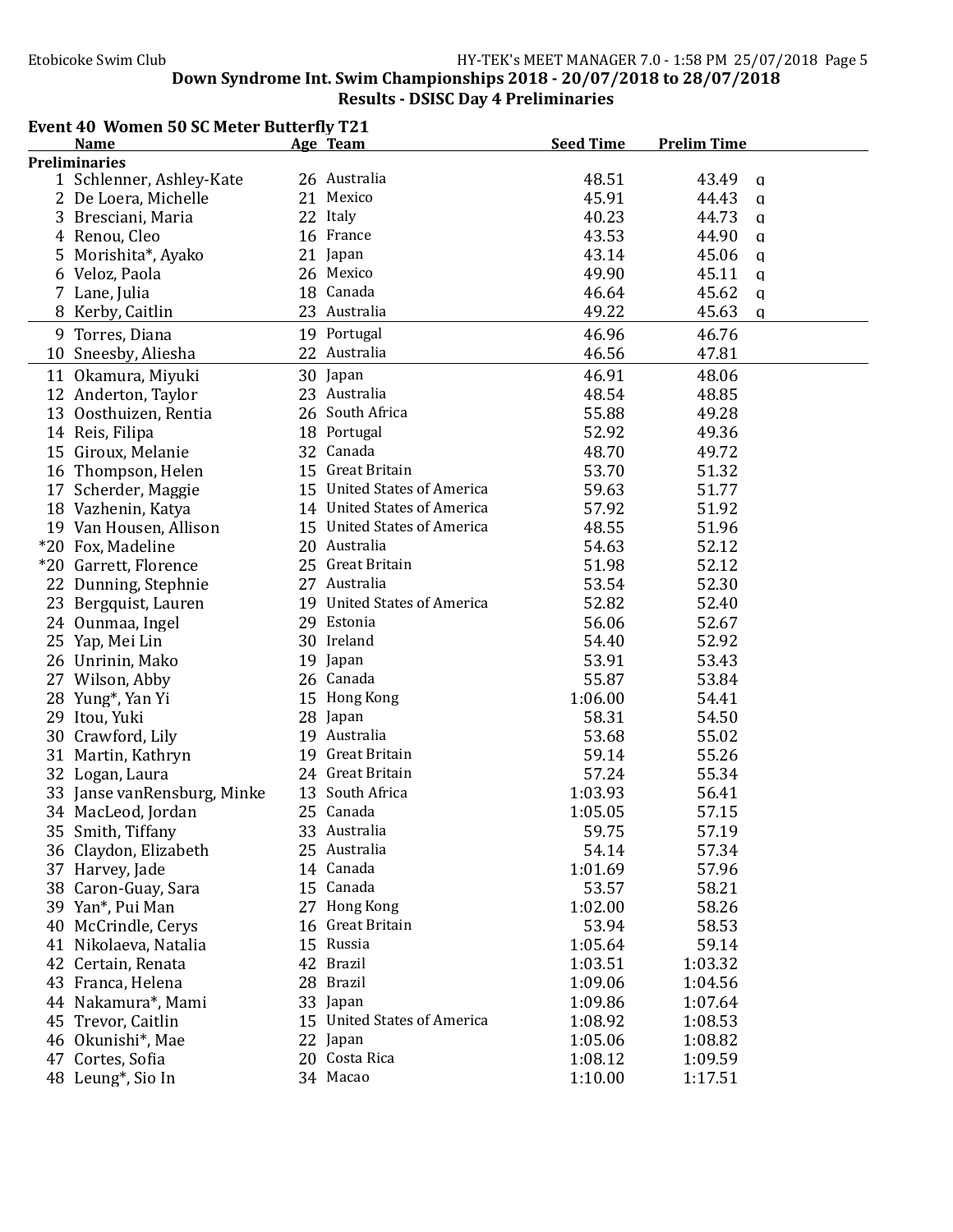Down Syndrome Int. Swim Championships 2018 - 20/07/2018 to 28/07/2018

Results - DSISC Day 4 Preliminaries

## Event 40 Women 50 SC Meter Butterfly T21

| | Name | Age | Team | Seed Time | Prelim Time | |
|---|---|---|---|---|---|---|
| **Preliminaries** | | | | | | |
| 1 | Schlenner, Ashley-Kate | 26 | Australia | 48.51 | 43.49 | q |
| 2 | De Loera, Michelle | 21 | Mexico | 45.91 | 44.43 | q |
| 3 | Bresciani, Maria | 22 | Italy | 40.23 | 44.73 | q |
| 4 | Renou, Cleo | 16 | France | 43.53 | 44.90 | q |
| 5 | Morishita*, Ayako | 21 | Japan | 43.14 | 45.06 | q |
| 6 | Veloz, Paola | 26 | Mexico | 49.90 | 45.11 | q |
| 7 | Lane, Julia | 18 | Canada | 46.64 | 45.62 | q |
| 8 | Kerby, Caitlin | 23 | Australia | 49.22 | 45.63 | q |
| 9 | Torres, Diana | 19 | Portugal | 46.96 | 46.76 | |
| 10 | Sneesby, Aliesha | 22 | Australia | 46.56 | 47.81 | |
| 11 | Okamura, Miyuki | 30 | Japan | 46.91 | 48.06 | |
| 12 | Anderton, Taylor | 23 | Australia | 48.54 | 48.85 | |
| 13 | Oosthuizen, Rentia | 26 | South Africa | 55.88 | 49.28 | |
| 14 | Reis, Filipa | 18 | Portugal | 52.92 | 49.36 | |
| 15 | Giroux, Melanie | 32 | Canada | 48.70 | 49.72 | |
| 16 | Thompson, Helen | 15 | Great Britain | 53.70 | 51.32 | |
| 17 | Scherder, Maggie | 15 | United States of America | 59.63 | 51.77 | |
| 18 | Vazhenin, Katya | 14 | United States of America | 57.92 | 51.92 | |
| 19 | Van Housen, Allison | 15 | United States of America | 48.55 | 51.96 | |
| *20 | Fox, Madeline | 20 | Australia | 54.63 | 52.12 | |
| *20 | Garrett, Florence | 25 | Great Britain | 51.98 | 52.12 | |
| 22 | Dunning, Stephnie | 27 | Australia | 53.54 | 52.30 | |
| 23 | Bergquist, Lauren | 19 | United States of America | 52.82 | 52.40 | |
| 24 | Ounmaa, Ingel | 29 | Estonia | 56.06 | 52.67 | |
| 25 | Yap, Mei Lin | 30 | Ireland | 54.40 | 52.92 | |
| 26 | Unrinin, Mako | 19 | Japan | 53.91 | 53.43 | |
| 27 | Wilson, Abby | 26 | Canada | 55.87 | 53.84 | |
| 28 | Yung*, Yan Yi | 15 | Hong Kong | 1:06.00 | 54.41 | |
| 29 | Itou, Yuki | 28 | Japan | 58.31 | 54.50 | |
| 30 | Crawford, Lily | 19 | Australia | 53.68 | 55.02 | |
| 31 | Martin, Kathryn | 19 | Great Britain | 59.14 | 55.26 | |
| 32 | Logan, Laura | 24 | Great Britain | 57.24 | 55.34 | |
| 33 | Janse vanRensburg, Minke | 13 | South Africa | 1:03.93 | 56.41 | |
| 34 | MacLeod, Jordan | 25 | Canada | 1:05.05 | 57.15 | |
| 35 | Smith, Tiffany | 33 | Australia | 59.75 | 57.19 | |
| 36 | Claydon, Elizabeth | 25 | Australia | 54.14 | 57.34 | |
| 37 | Harvey, Jade | 14 | Canada | 1:01.69 | 57.96 | |
| 38 | Caron-Guay, Sara | 15 | Canada | 53.57 | 58.21 | |
| 39 | Yan*, Pui Man | 27 | Hong Kong | 1:02.00 | 58.26 | |
| 40 | McCrindle, Cerys | 16 | Great Britain | 53.94 | 58.53 | |
| 41 | Nikolaeva, Natalia | 15 | Russia | 1:05.64 | 59.14 | |
| 42 | Certain, Renata | 42 | Brazil | 1:03.51 | 1:03.32 | |
| 43 | Franca, Helena | 28 | Brazil | 1:09.06 | 1:04.56 | |
| 44 | Nakamura*, Mami | 33 | Japan | 1:09.86 | 1:07.64 | |
| 45 | Trevor, Caitlin | 15 | United States of America | 1:08.92 | 1:08.53 | |
| 46 | Okunishi*, Mae | 22 | Japan | 1:05.06 | 1:08.82 | |
| 47 | Cortes, Sofia | 20 | Costa Rica | 1:08.12 | 1:09.59 | |
| 48 | Leung*, Sio In | 34 | Macao | 1:10.00 | 1:17.51 | |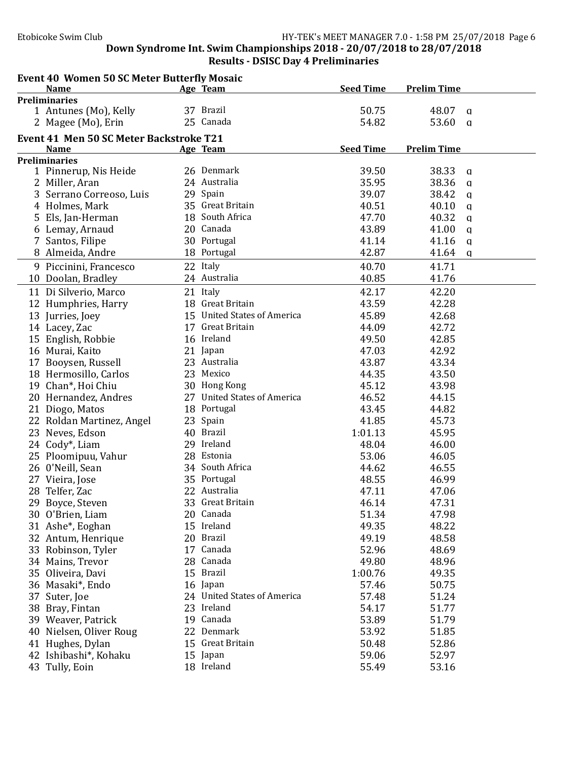**Down Syndrome Int. Swim Championships 2018 - 20/07/2018 to 28/07/2018**

**Results - DSISC Day 4 Preliminaries**

## Event 40 Women 50 SC Meter Butterfly Mosaic

| | Name | Age | Team | Seed Time | Prelim Time | |
|---|---|---|---|---|---|---|
| **Preliminaries** | | | | | | |
| 1 | Antunes (Mo), Kelly | 37 | Brazil | 50.75 | 48.07 | q |
| 2 | Magee (Mo), Erin | 25 | Canada | 54.82 | 53.60 | q |

## Event 41 Men 50 SC Meter Backstroke T21

| | Name | Age | Team | Seed Time | Prelim Time | |
|---|---|---|---|---|---|---|
| **Preliminaries** | | | | | | |
| 1 | Pinnerup, Nis Heide | 26 | Denmark | 39.50 | 38.33 | q |
| 2 | Miller, Aran | 24 | Australia | 35.95 | 38.36 | q |
| 3 | Serrano Correoso, Luis | 29 | Spain | 39.07 | 38.42 | q |
| 4 | Holmes, Mark | 35 | Great Britain | 40.51 | 40.10 | q |
| 5 | Els, Jan-Herman | 18 | South Africa | 47.70 | 40.32 | q |
| 6 | Lemay, Arnaud | 20 | Canada | 43.89 | 41.00 | q |
| 7 | Santos, Filipe | 30 | Portugal | 41.14 | 41.16 | q |
| 8 | Almeida, Andre | 18 | Portugal | 42.87 | 41.64 | q |
| 9 | Piccinini, Francesco | 22 | Italy | 40.70 | 41.71 | |
| 10 | Doolan, Bradley | 24 | Australia | 40.85 | 41.76 | |
| 11 | Di Silverio, Marco | 21 | Italy | 42.17 | 42.20 | |
| 12 | Humphries, Harry | 18 | Great Britain | 43.59 | 42.28 | |
| 13 | Jurries, Joey | 15 | United States of America | 45.89 | 42.68 | |
| 14 | Lacey, Zac | 17 | Great Britain | 44.09 | 42.72 | |
| 15 | English, Robbie | 16 | Ireland | 49.50 | 42.85 | |
| 16 | Murai, Kaito | 21 | Japan | 47.03 | 42.92 | |
| 17 | Booysen, Russell | 23 | Australia | 43.87 | 43.34 | |
| 18 | Hermosillo, Carlos | 23 | Mexico | 44.35 | 43.50 | |
| 19 | Chan*, Hoi Chiu | 30 | Hong Kong | 45.12 | 43.98 | |
| 20 | Hernandez, Andres | 27 | United States of America | 46.52 | 44.15 | |
| 21 | Diogo, Matos | 18 | Portugal | 43.45 | 44.82 | |
| 22 | Roldan Martinez, Angel | 23 | Spain | 41.85 | 45.73 | |
| 23 | Neves, Edson | 40 | Brazil | 1:01.13 | 45.95 | |
| 24 | Cody*, Liam | 29 | Ireland | 48.04 | 46.00 | |
| 25 | Ploomipuu, Vahur | 28 | Estonia | 53.06 | 46.05 | |
| 26 | 0'Neill, Sean | 34 | South Africa | 44.62 | 46.55 | |
| 27 | Vieira, Jose | 35 | Portugal | 48.55 | 46.99 | |
| 28 | Telfer, Zac | 22 | Australia | 47.11 | 47.06 | |
| 29 | Boyce, Steven | 33 | Great Britain | 46.14 | 47.31 | |
| 30 | O'Brien, Liam | 20 | Canada | 51.34 | 47.98 | |
| 31 | Ashe*, Eoghan | 15 | Ireland | 49.35 | 48.22 | |
| 32 | Antum, Henrique | 20 | Brazil | 49.19 | 48.58 | |
| 33 | Robinson, Tyler | 17 | Canada | 52.96 | 48.69 | |
| 34 | Mains, Trevor | 28 | Canada | 49.80 | 48.96 | |
| 35 | Oliveira, Davi | 15 | Brazil | 1:00.76 | 49.35 | |
| 36 | Masaki*, Endo | 16 | Japan | 57.46 | 50.75 | |
| 37 | Suter, Joe | 24 | United States of America | 57.48 | 51.24 | |
| 38 | Bray, Fintan | 23 | Ireland | 54.17 | 51.77 | |
| 39 | Weaver, Patrick | 19 | Canada | 53.89 | 51.79 | |
| 40 | Nielsen, Oliver Roug | 22 | Denmark | 53.92 | 51.85 | |
| 41 | Hughes, Dylan | 15 | Great Britain | 50.48 | 52.86 | |
| 42 | Ishibashi*, Kohaku | 15 | Japan | 59.06 | 52.97 | |
| 43 | Tully, Eoin | 18 | Ireland | 55.49 | 53.16 | |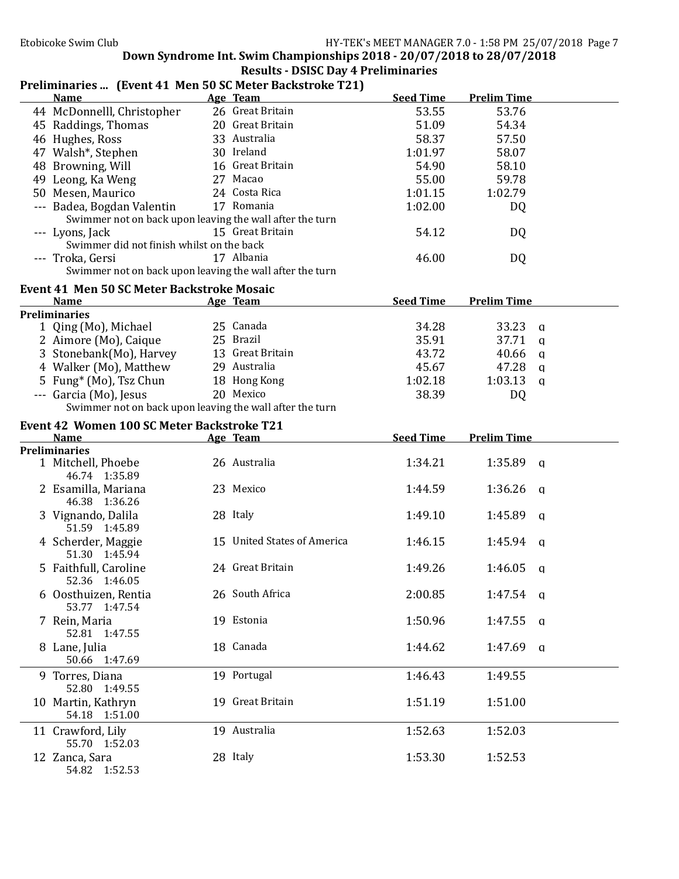## Down Syndrome Int. Swim Championships 2018 - 20/07/2018 to 28/07/2018

### Results - DSISC Day 4 Preliminaries

### Preliminaries ... (Event 41 Men 50 SC Meter Backstroke T21)

| | Name | Age | Team | Seed Time | Prelim Time | |
|---|---|---|---|---|---|---|
| 44 | McDonnelll, Christopher | 26 | Great Britain | 53.55 | 53.76 | |
| 45 | Raddings, Thomas | 20 | Great Britain | 51.09 | 54.34 | |
| 46 | Hughes, Ross | 33 | Australia | 58.37 | 57.50 | |
| 47 | Walsh*, Stephen | 30 | Ireland | 1:01.97 | 58.07 | |
| 48 | Browning, Will | 16 | Great Britain | 54.90 | 58.10 | |
| 49 | Leong, Ka Weng | 27 | Macao | 55.00 | 59.78 | |
| 50 | Mesen, Maurico | 24 | Costa Rica | 1:01.15 | 1:02.79 | |
| --- | Badea, Bogdan Valentin | 17 | Romania | 1:02.00 | DQ | |
| | Swimmer not on back upon leaving the wall after the turn | | | | | |
| --- | Lyons, Jack | 15 | Great Britain | 54.12 | DQ | |
| | Swimmer did not finish whilst on the back | | | | | |
| --- | Troka, Gersi | 17 | Albania | 46.00 | DQ | |
| | Swimmer not on back upon leaving the wall after the turn | | | | | |

### Event 41 Men 50 SC Meter Backstroke Mosaic

| | Name | Age | Team | Seed Time | Prelim Time | |
|---|---|---|---|---|---|---|
| **Preliminaries** | | | | | | |
| 1 | Qing (Mo), Michael | 25 | Canada | 34.28 | 33.23 | q |
| 2 | Aimore (Mo), Caique | 25 | Brazil | 35.91 | 37.71 | q |
| 3 | Stonebank(Mo), Harvey | 13 | Great Britain | 43.72 | 40.66 | q |
| 4 | Walker (Mo), Matthew | 29 | Australia | 45.67 | 47.28 | q |
| 5 | Fung* (Mo), Tsz Chun | 18 | Hong Kong | 1:02.18 | 1:03.13 | q |
| --- | Garcia (Mo), Jesus | 20 | Mexico | 38.39 | DQ | |
| | Swimmer not on back upon leaving the wall after the turn | | | | | |

### Event 42 Women 100 SC Meter Backstroke T21

| | Name | Age | Team | Seed Time | Prelim Time | |
|---|---|---|---|---|---|---|
| **Preliminaries** | | | | | | |
| 1 | Mitchell, Phoebe | 26 | Australia | 1:34.21 | 1:35.89 | q |
| | 46.74 1:35.89 | | | | | |
| 2 | Esamilla, Mariana | 23 | Mexico | 1:44.59 | 1:36.26 | q |
| | 46.38 1:36.26 | | | | | |
| 3 | Vignando, Dalila | 28 | Italy | 1:49.10 | 1:45.89 | q |
| | 51.59 1:45.89 | | | | | |
| 4 | Scherder, Maggie | 15 | United States of America | 1:46.15 | 1:45.94 | q |
| | 51.30 1:45.94 | | | | | |
| 5 | Faithfull, Caroline | 24 | Great Britain | 1:49.26 | 1:46.05 | q |
| | 52.36 1:46.05 | | | | | |
| 6 | Oosthuizen, Rentia | 26 | South Africa | 2:00.85 | 1:47.54 | q |
| | 53.77 1:47.54 | | | | | |
| 7 | Rein, Maria | 19 | Estonia | 1:50.96 | 1:47.55 | q |
| | 52.81 1:47.55 | | | | | |
| 8 | Lane, Julia | 18 | Canada | 1:44.62 | 1:47.69 | q |
| | 50.66 1:47.69 | | | | | |
| 9 | Torres, Diana | 19 | Portugal | 1:46.43 | 1:49.55 | |
| | 52.80 1:49.55 | | | | | |
| 10 | Martin, Kathryn | 19 | Great Britain | 1:51.19 | 1:51.00 | |
| | 54.18 1:51.00 | | | | | |
| 11 | Crawford, Lily | 19 | Australia | 1:52.63 | 1:52.03 | |
| | 55.70 1:52.03 | | | | | |
| 12 | Zanca, Sara | 28 | Italy | 1:53.30 | 1:52.53 | |
| | 54.82 1:52.53 | | | | | |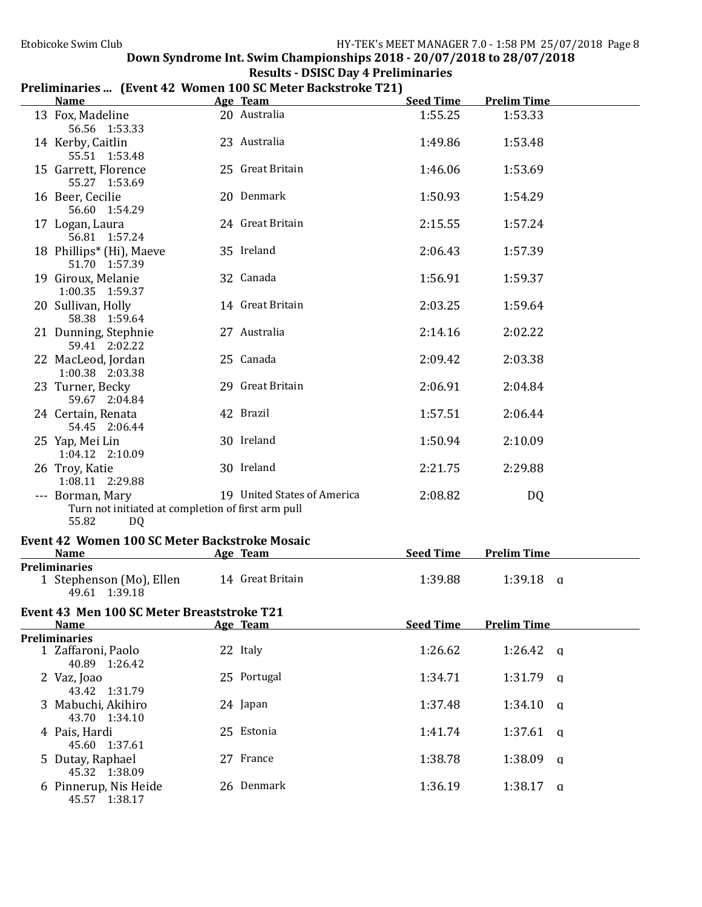**Down Syndrome Int. Swim Championships 2018 - 20/07/2018 to 28/07/2018**

**Results - DSISC Day 4 Preliminaries**

## Preliminaries ... (Event 42 Women 100 SC Meter Backstroke T21)

| | Name | Age | Team | Seed Time | Prelim Time | |
|---|---|---|---|---|---|---|
| 13 | Fox, Madeline | 20 | Australia | 1:55.25 | 1:53.33 | |
| | 56.56 1:53.33 | | | | | |
| 14 | Kerby, Caitlin | 23 | Australia | 1:49.86 | 1:53.48 | |
| | 55.51 1:53.48 | | | | | |
| 15 | Garrett, Florence | 25 | Great Britain | 1:46.06 | 1:53.69 | |
| | 55.27 1:53.69 | | | | | |
| 16 | Beer, Cecilie | 20 | Denmark | 1:50.93 | 1:54.29 | |
| | 56.60 1:54.29 | | | | | |
| 17 | Logan, Laura | 24 | Great Britain | 2:15.55 | 1:57.24 | |
| | 56.81 1:57.24 | | | | | |
| 18 | Phillips* (Hi), Maeve | 35 | Ireland | 2:06.43 | 1:57.39 | |
| | 51.70 1:57.39 | | | | | |
| 19 | Giroux, Melanie | 32 | Canada | 1:56.91 | 1:59.37 | |
| | 1:00.35 1:59.37 | | | | | |
| 20 | Sullivan, Holly | 14 | Great Britain | 2:03.25 | 1:59.64 | |
| | 58.38 1:59.64 | | | | | |
| 21 | Dunning, Stephnie | 27 | Australia | 2:14.16 | 2:02.22 | |
| | 59.41 2:02.22 | | | | | |
| 22 | MacLeod, Jordan | 25 | Canada | 2:09.42 | 2:03.38 | |
| | 1:00.38 2:03.38 | | | | | |
| 23 | Turner, Becky | 29 | Great Britain | 2:06.91 | 2:04.84 | |
| | 59.67 2:04.84 | | | | | |
| 24 | Certain, Renata | 42 | Brazil | 1:57.51 | 2:06.44 | |
| | 54.45 2:06.44 | | | | | |
| 25 | Yap, Mei Lin | 30 | Ireland | 1:50.94 | 2:10.09 | |
| | 1:04.12 2:10.09 | | | | | |
| 26 | Troy, Katie | 30 | Ireland | 2:21.75 | 2:29.88 | |
| | 1:08.11 2:29.88 | | | | | |
| --- | Borman, Mary | 19 | United States of America | 2:08.82 | DQ | |
| | Turn not initiated at completion of first arm pull | | | | | |
| | 55.82 DQ | | | | | |

## Event 42 Women 100 SC Meter Backstroke Mosaic

| | Name | Age | Team | Seed Time | Prelim Time | |
|---|---|---|---|---|---|---|
| **Preliminaries** | | | | | | |
| 1 | Stephenson (Mo), Ellen | 14 | Great Britain | 1:39.88 | 1:39.18 | q |
| | 49.61 1:39.18 | | | | | |

## Event 43 Men 100 SC Meter Breaststroke T21

| | Name | Age | Team | Seed Time | Prelim Time | |
|---|---|---|---|---|---|---|
| **Preliminaries** | | | | | | |
| 1 | Zaffaroni, Paolo | 22 | Italy | 1:26.62 | 1:26.42 | q |
| | 40.89 1:26.42 | | | | | |
| 2 | Vaz, Joao | 25 | Portugal | 1:34.71 | 1:31.79 | q |
| | 43.42 1:31.79 | | | | | |
| 3 | Mabuchi, Akihiro | 24 | Japan | 1:37.48 | 1:34.10 | q |
| | 43.70 1:34.10 | | | | | |
| 4 | Pais, Hardi | 25 | Estonia | 1:41.74 | 1:37.61 | q |
| | 45.60 1:37.61 | | | | | |
| 5 | Dutay, Raphael | 27 | France | 1:38.78 | 1:38.09 | q |
| | 45.32 1:38.09 | | | | | |
| 6 | Pinnerup, Nis Heide | 26 | Denmark | 1:36.19 | 1:38.17 | q |
| | 45.57 1:38.17 | | | | | |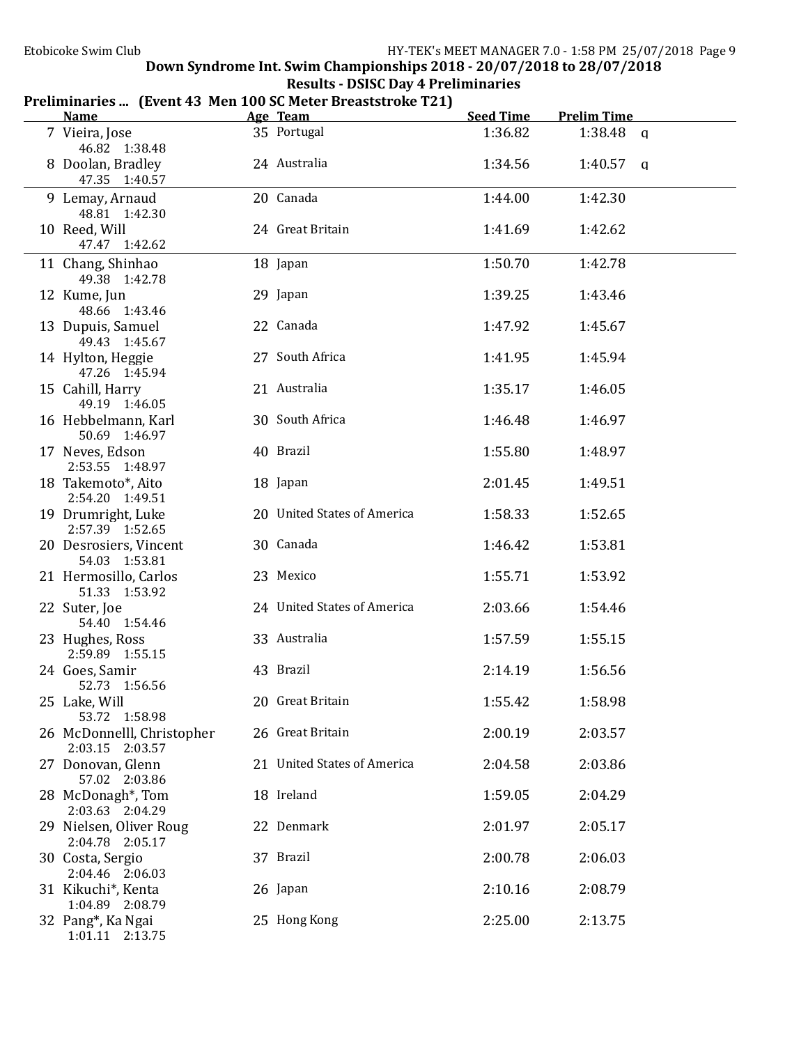## Down Syndrome Int. Swim Championships 2018 - 20/07/2018 to 28/07/2018

### Results - DSISC Day 4 Preliminaries

**Preliminaries ... (Event 43 Men 100 SC Meter Breaststroke T21)**

| | Name | Age | Team | Seed Time | Prelim Time | |
|---|---|---|---|---|---|---|
| 7 | Vieira, Jose | 35 | Portugal | 1:36.82 | 1:38.48 | q |
| | 46.82 1:38.48 | | | | | |
| 8 | Doolan, Bradley | 24 | Australia | 1:34.56 | 1:40.57 | q |
| | 47.35 1:40.57 | | | | | |
| 9 | Lemay, Arnaud | 20 | Canada | 1:44.00 | 1:42.30 | |
| | 48.81 1:42.30 | | | | | |
| 10 | Reed, Will | 24 | Great Britain | 1:41.69 | 1:42.62 | |
| | 47.47 1:42.62 | | | | | |
| 11 | Chang, Shinhao | 18 | Japan | 1:50.70 | 1:42.78 | |
| | 49.38 1:42.78 | | | | | |
| 12 | Kume, Jun | 29 | Japan | 1:39.25 | 1:43.46 | |
| | 48.66 1:43.46 | | | | | |
| 13 | Dupuis, Samuel | 22 | Canada | 1:47.92 | 1:45.67 | |
| | 49.43 1:45.67 | | | | | |
| 14 | Hylton, Heggie | 27 | South Africa | 1:41.95 | 1:45.94 | |
| | 47.26 1:45.94 | | | | | |
| 15 | Cahill, Harry | 21 | Australia | 1:35.17 | 1:46.05 | |
| | 49.19 1:46.05 | | | | | |
| 16 | Hebbelmann, Karl | 30 | South Africa | 1:46.48 | 1:46.97 | |
| | 50.69 1:46.97 | | | | | |
| 17 | Neves, Edson | 40 | Brazil | 1:55.80 | 1:48.97 | |
| | 2:53.55 1:48.97 | | | | | |
| 18 | Takemoto*, Aito | 18 | Japan | 2:01.45 | 1:49.51 | |
| | 2:54.20 1:49.51 | | | | | |
| 19 | Drumright, Luke | 20 | United States of America | 1:58.33 | 1:52.65 | |
| | 2:57.39 1:52.65 | | | | | |
| 20 | Desrosiers, Vincent | 30 | Canada | 1:46.42 | 1:53.81 | |
| | 54.03 1:53.81 | | | | | |
| 21 | Hermosillo, Carlos | 23 | Mexico | 1:55.71 | 1:53.92 | |
| | 51.33 1:53.92 | | | | | |
| 22 | Suter, Joe | 24 | United States of America | 2:03.66 | 1:54.46 | |
| | 54.40 1:54.46 | | | | | |
| 23 | Hughes, Ross | 33 | Australia | 1:57.59 | 1:55.15 | |
| | 2:59.89 1:55.15 | | | | | |
| 24 | Goes, Samir | 43 | Brazil | 2:14.19 | 1:56.56 | |
| | 52.73 1:56.56 | | | | | |
| 25 | Lake, Will | 20 | Great Britain | 1:55.42 | 1:58.98 | |
| | 53.72 1:58.98 | | | | | |
| 26 | McDonnelll, Christopher | 26 | Great Britain | 2:00.19 | 2:03.57 | |
| | 2:03.15 2:03.57 | | | | | |
| 27 | Donovan, Glenn | 21 | United States of America | 2:04.58 | 2:03.86 | |
| | 57.02 2:03.86 | | | | | |
| 28 | McDonagh*, Tom | 18 | Ireland | 1:59.05 | 2:04.29 | |
| | 2:03.63 2:04.29 | | | | | |
| 29 | Nielsen, Oliver Roug | 22 | Denmark | 2:01.97 | 2:05.17 | |
| | 2:04.78 2:05.17 | | | | | |
| 30 | Costa, Sergio | 37 | Brazil | 2:00.78 | 2:06.03 | |
| | 2:04.46 2:06.03 | | | | | |
| 31 | Kikuchi*, Kenta | 26 | Japan | 2:10.16 | 2:08.79 | |
| | 1:04.89 2:08.79 | | | | | |
| 32 | Pang*, Ka Ngai | 25 | Hong Kong | 2:25.00 | 2:13.75 | |
| | 1:01.11 2:13.75 | | | | | |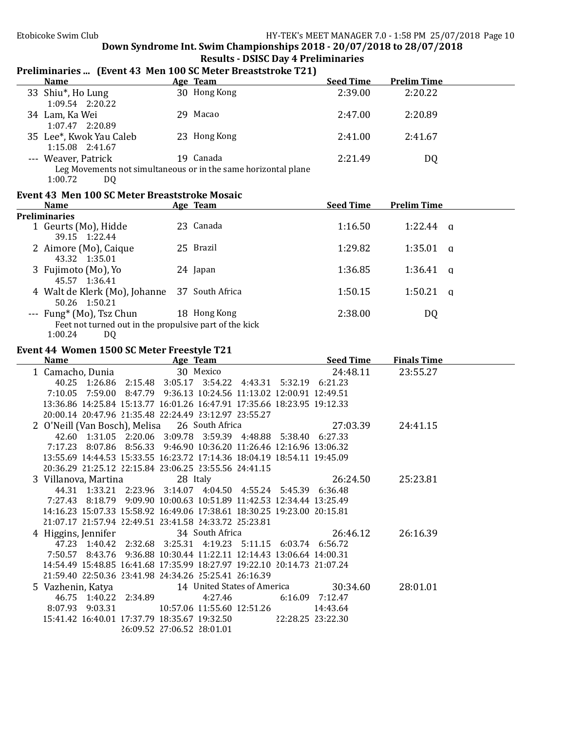Etobicoke Swim Club

**Down Syndrome Int. Swim Championships 2018 - 20/07/2018 to 28/07/2018**

**Results - DSISC Day 4 Preliminaries**

### Preliminaries ... (Event 43 Men 100 SC Meter Breaststroke T21)

| | Name | Age | Team | Seed Time | Prelim Time | |
|---|---|---|---|---|---|---|
| 33 | Shiu*, Ho Lung | 30 | Hong Kong | 2:39.00 | 2:20.22 | |
| | 1:09.54 2:20.22 | | | | | |
| 34 | Lam, Ka Wei | 29 | Macao | 2:47.00 | 2:20.89 | |
| | 1:07.47 2:20.89 | | | | | |
| 35 | Lee*, Kwok Yau Caleb | 23 | Hong Kong | 2:41.00 | 2:41.67 | |
| | 1:15.08 2:41.67 | | | | | |
| --- | Weaver, Patrick | 19 | Canada | 2:21.49 | DQ | |
| | Leg Movements not simultaneous or in the same horizontal plane | | | | | |
| | 1:00.72 DQ | | | | | |

### Event 43 Men 100 SC Meter Breaststroke Mosaic

| | Name | Age | Team | Seed Time | Prelim Time | |
|---|---|---|---|---|---|---|
| **Preliminaries** | | | | | | |
| 1 | Geurts (Mo), Hidde | 23 | Canada | 1:16.50 | 1:22.44 | q |
| | 39.15 1:22.44 | | | | | |
| 2 | Aimore (Mo), Caique | 25 | Brazil | 1:29.82 | 1:35.01 | q |
| | 43.32 1:35.01 | | | | | |
| 3 | Fujimoto (Mo), Yo | 24 | Japan | 1:36.85 | 1:36.41 | q |
| | 45.57 1:36.41 | | | | | |
| 4 | Walt de Klerk (Mo), Johanne | 37 | South Africa | 1:50.15 | 1:50.21 | q |
| | 50.26 1:50.21 | | | | | |
| --- | Fung* (Mo), Tsz Chun | 18 | Hong Kong | 2:38.00 | DQ | |
| | Feet not turned out in the propulsive part of the kick | | | | | |
| | 1:00.24 DQ | | | | | |

### Event 44 Women 1500 SC Meter Freestyle T21

| | Name | Age | Team | Seed Time | Finals Time |
|---|---|---|---|---|---|
| 1 | Camacho, Dunia | 30 | Mexico | 24:48.11 | 23:55.27 |
| | 40.25 1:26.86 2:15.48 3:05.17 3:54.22 4:43.31 5:32.19 6:21.23 | | | | |
| | 7:10.05 7:59.00 8:47.79 9:36.13 10:24.56 11:13.02 12:00.91 12:49.51 | | | | |
| | 13:36.86 14:25.84 15:13.77 16:01.26 16:47.91 17:35.66 18:23.95 19:12.33 | | | | |
| | 20:00.14 20:47.96 21:35.48 22:24.49 23:12.97 23:55.27 | | | | |
| 2 | O'Neill (Van Bosch), Melisa | 26 | South Africa | 27:03.39 | 24:41.15 |
| | 42.60 1:31.05 2:20.06 3:09.78 3:59.39 4:48.88 5:38.40 6:27.33 | | | | |
| | 7:17.23 8:07.86 8:56.33 9:46.90 10:36.20 11:26.46 12:16.96 13:06.32 | | | | |
| | 13:55.69 14:44.53 15:33.55 16:23.72 17:14.36 18:04.19 18:54.11 19:45.09 | | | | |
| | 20:36.29 21:25.12 22:15.84 23:06.25 23:55.56 24:41.15 | | | | |
| 3 | Villanova, Martina | 28 | Italy | 26:24.50 | 25:23.81 |
| | 44.31 1:33.21 2:23.96 3:14.07 4:04.50 4:55.24 5:45.39 6:36.48 | | | | |
| | 7:27.43 8:18.79 9:09.90 10:00.63 10:51.89 11:42.53 12:34.44 13:25.49 | | | | |
| | 14:16.23 15:07.33 15:58.92 16:49.06 17:38.61 18:30.25 19:23.00 20:15.81 | | | | |
| | 21:07.17 21:57.94 22:49.51 23:41.58 24:33.72 25:23.81 | | | | |
| 4 | Higgins, Jennifer | 34 | South Africa | 26:46.12 | 26:16.39 |
| | 47.23 1:40.42 2:32.68 3:25.31 4:19.23 5:11.15 6:03.74 6:56.72 | | | | |
| | 7:50.57 8:43.76 9:36.88 10:30.44 11:22.11 12:14.43 13:06.64 14:00.31 | | | | |
| | 14:54.49 15:48.85 16:41.68 17:35.99 18:27.97 19:22.10 20:14.73 21:07.24 | | | | |
| | 21:59.40 22:50.36 23:41.98 24:34.26 25:25.41 26:16.39 | | | | |
| 5 | Vazhenin, Katya | 14 | United States of America | 30:34.60 | 28:01.01 |
| | 46.75 1:40.22 2:34.89 4:27.46 6:16.09 7:12.47 | | | | |
| | 8:07.93 9:03.31 10:57.06 11:55.60 12:51.26 14:43.64 | | | | |
| | 15:41.42 16:40.01 17:37.79 18:35.67 19:32.50 22:28.25 23:22.30 | | | | |
| | 26:09.52 27:06.52 28:01.01 | | | | |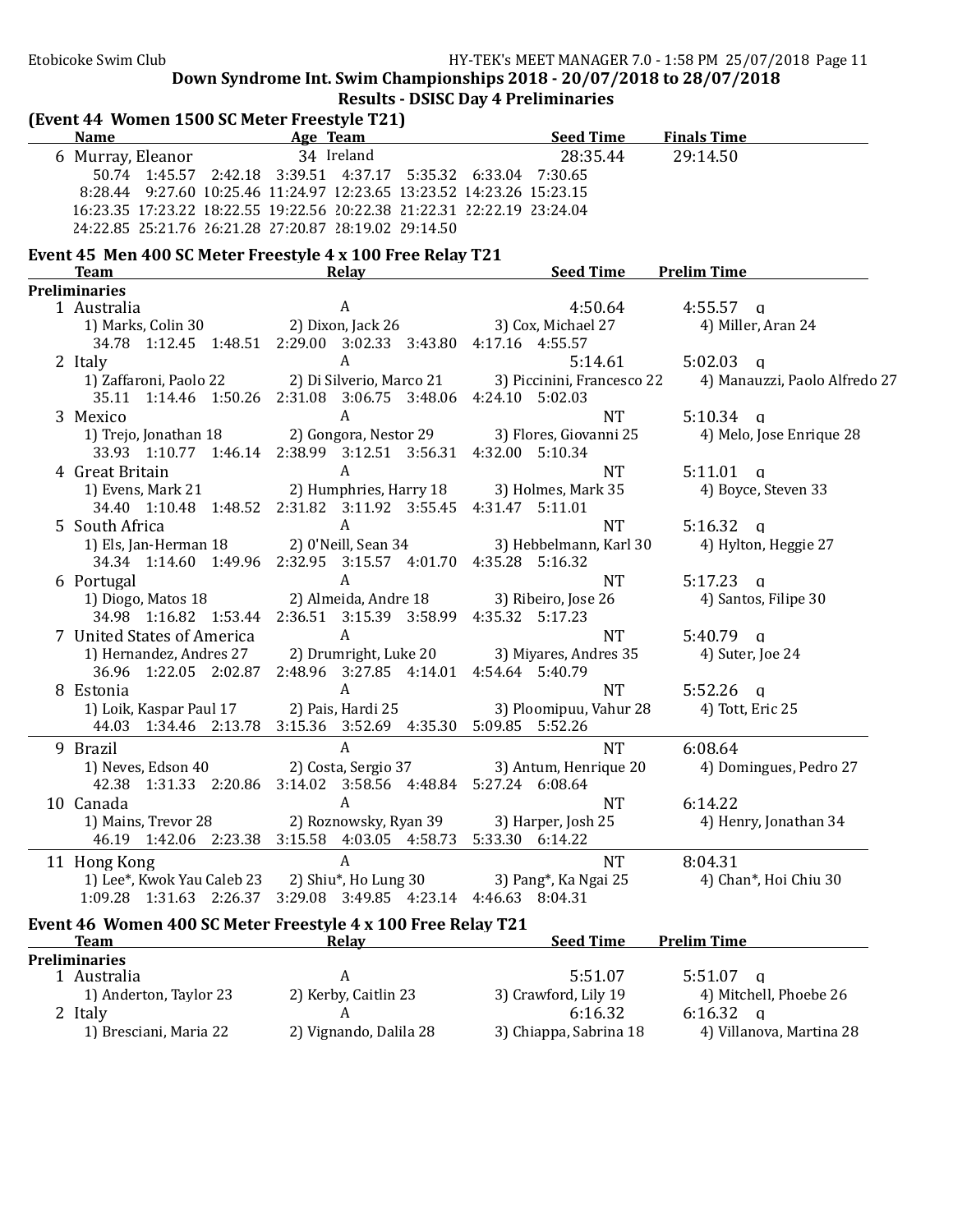Etobicoke Swim Club

**Down Syndrome Int. Swim Championships 2018 - 20/07/2018 to 28/07/2018**

**Results - DSISC Day 4 Preliminaries**

### (Event 44 Women 1500 SC Meter Freestyle T21)

| Name | Age | Team | Seed Time | Finals Time |
|---|---|---|---|---|
| 6 Murray, Eleanor | 34 | Ireland | 28:35.44 | 29:14.50 |

50.74 1:45.57 2:42.18 3:39.51 4:37.17 5:35.32 6:33.04 7:30.65
8:28.44 9:27.60 10:25.46 11:24.97 12:23.65 13:23.52 14:23.26 15:23.15
16:23.35 17:23.22 18:22.55 19:22.56 20:22.38 21:22.31 22:22.19 23:24.04
24:22.85 25:21.76 26:21.28 27:20.87 28:19.02 29:14.50

### Event 45 Men 400 SC Meter Freestyle 4 x 100 Free Relay T21

| Team | Relay | Seed Time | Prelim Time |
|---|---|---|---|
| **Preliminaries** | | | |
| 1 Australia | A | 4:50.64 | 4:55.57 q |
| 1) Marks, Colin 30 · 2) Dixon, Jack 26 · 3) Cox, Michael 27 · 4) Miller, Aran 24 | | | |
| 34.78 1:12.45 1:48.51 2:29.00 3:02.33 3:43.80 4:17.16 4:55.57 | | | |
| 2 Italy | A | 5:14.61 | 5:02.03 q |
| 1) Zaffaroni, Paolo 22 · 2) Di Silverio, Marco 21 · 3) Piccinini, Francesco 22 · 4) Manauzzi, Paolo Alfredo 27 | | | |
| 35.11 1:14.46 1:50.26 2:31.08 3:06.75 3:48.06 4:24.10 5:02.03 | | | |
| 3 Mexico | A | NT | 5:10.34 q |
| 1) Trejo, Jonathan 18 · 2) Gongora, Nestor 29 · 3) Flores, Giovanni 25 · 4) Melo, Jose Enrique 28 | | | |
| 33.93 1:10.77 1:46.14 2:38.99 3:12.51 3:56.31 4:32.00 5:10.34 | | | |
| 4 Great Britain | A | NT | 5:11.01 q |
| 1) Evens, Mark 21 · 2) Humphries, Harry 18 · 3) Holmes, Mark 35 · 4) Boyce, Steven 33 | | | |
| 34.40 1:10.48 1:48.52 2:31.82 3:11.92 3:55.45 4:31.47 5:11.01 | | | |
| 5 South Africa | A | NT | 5:16.32 q |
| 1) Els, Jan-Herman 18 · 2) 0'Neill, Sean 34 · 3) Hebbelmann, Karl 30 · 4) Hylton, Heggie 27 | | | |
| 34.34 1:14.60 1:49.96 2:32.95 3:15.57 4:01.70 4:35.28 5:16.32 | | | |
| 6 Portugal | A | NT | 5:17.23 q |
| 1) Diogo, Matos 18 · 2) Almeida, Andre 18 · 3) Ribeiro, Jose 26 · 4) Santos, Filipe 30 | | | |
| 34.98 1:16.82 1:53.44 2:36.51 3:15.39 3:58.99 4:35.32 5:17.23 | | | |
| 7 United States of America | A | NT | 5:40.79 q |
| 1) Hernandez, Andres 27 · 2) Drumright, Luke 20 · 3) Miyares, Andres 35 · 4) Suter, Joe 24 | | | |
| 36.96 1:22.05 2:02.87 2:48.96 3:27.85 4:14.01 4:54.64 5:40.79 | | | |
| 8 Estonia | A | NT | 5:52.26 q |
| 1) Loik, Kaspar Paul 17 · 2) Pais, Hardi 25 · 3) Ploomipuu, Vahur 28 · 4) Tott, Eric 25 | | | |
| 44.03 1:34.46 2:13.78 3:15.36 3:52.69 4:35.30 5:09.85 5:52.26 | | | |
| 9 Brazil | A | NT | 6:08.64 |
| 1) Neves, Edson 40 · 2) Costa, Sergio 37 · 3) Antum, Henrique 20 · 4) Domingues, Pedro 27 | | | |
| 42.38 1:31.33 2:20.86 3:14.02 3:58.56 4:48.84 5:27.24 6:08.64 | | | |
| 10 Canada | A | NT | 6:14.22 |
| 1) Mains, Trevor 28 · 2) Roznowsky, Ryan 39 · 3) Harper, Josh 25 · 4) Henry, Jonathan 34 | | | |
| 46.19 1:42.06 2:23.38 3:15.58 4:03.05 4:58.73 5:33.30 6:14.22 | | | |
| 11 Hong Kong | A | NT | 8:04.31 |
| 1) Lee*, Kwok Yau Caleb 23 · 2) Shiu*, Ho Lung 30 · 3) Pang*, Ka Ngai 25 · 4) Chan*, Hoi Chiu 30 | | | |
| 1:09.28 1:31.63 2:26.37 3:29.08 3:49.85 4:23.14 4:46.63 8:04.31 | | | |

### Event 46 Women 400 SC Meter Freestyle 4 x 100 Free Relay T21

| Team | Relay | Seed Time | Prelim Time |
|---|---|---|---|
| **Preliminaries** | | | |
| 1 Australia | A | 5:51.07 | 5:51.07 q |
| 1) Anderton, Taylor 23 · 2) Kerby, Caitlin 23 · 3) Crawford, Lily 19 · 4) Mitchell, Phoebe 26 | | | |
| 2 Italy | A | 6:16.32 | 6:16.32 q |
| 1) Bresciani, Maria 22 · 2) Vignando, Dalila 28 · 3) Chiappa, Sabrina 18 · 4) Villanova, Martina 28 | | | |